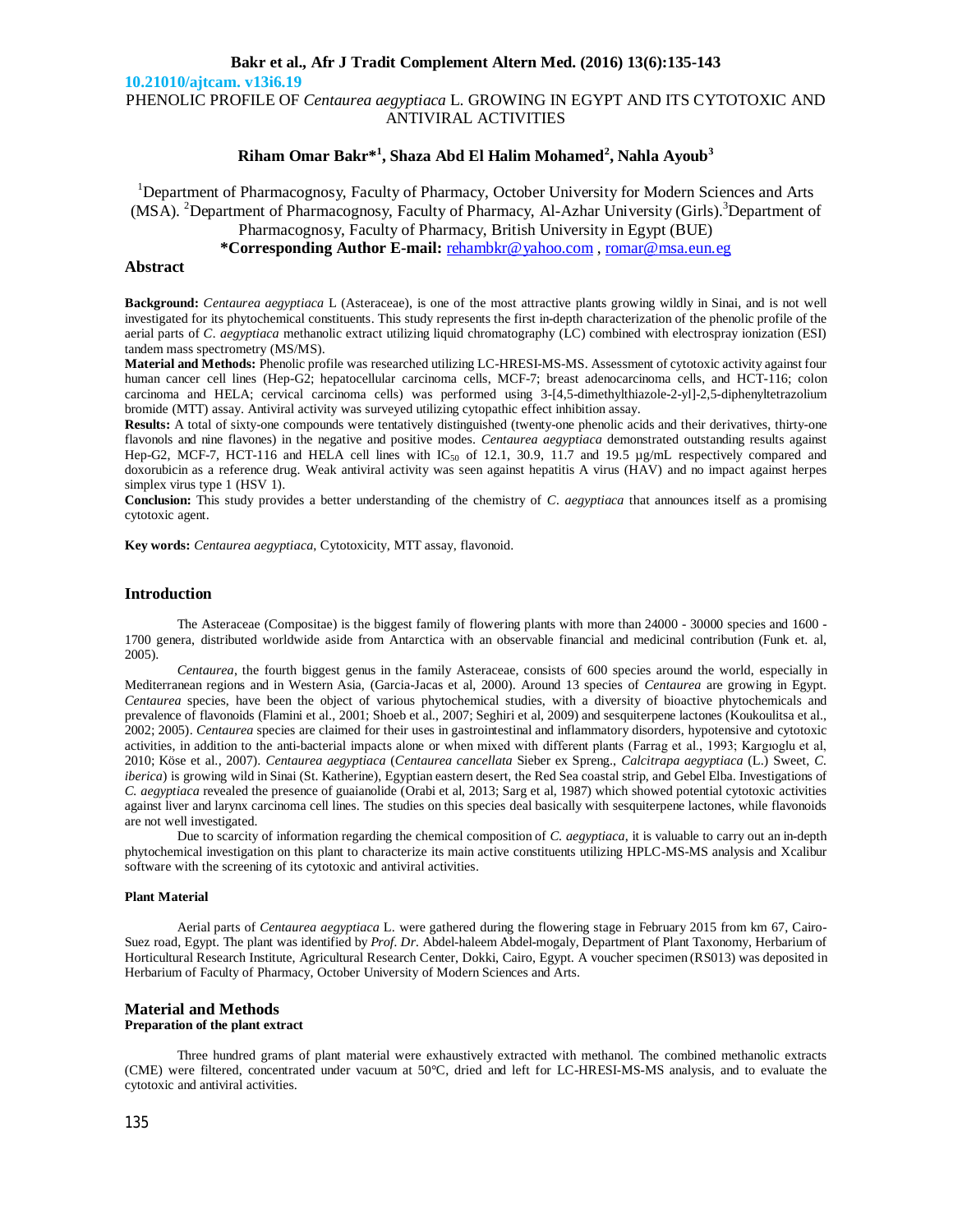10.21010/ajtcam. v13i6.19

# PHENOLIC PROFILE OF *Centaurea aegyptiaca* L. GROWING IN EGYPT AND ITS CYTOTOXIC AND ANTIVIRAL ACTIVITIES

**Riham Omar Bakr*[1], Shaza Abd El Halim Mohamed[2], Nahla Ayoub[3]**

[1]Department of Pharmacognosy, Faculty of Pharmacy, October University for Modern Sciences and Arts (MSA). [2]Department of Pharmacognosy, Faculty of Pharmacy, Al-Azhar University (Girls).[3]Department of Pharmacognosy, Faculty of Pharmacy, British University in Egypt (BUE)

**\*Corresponding Author E-mail:** rehambkr@yahoo.com , romar@msa.eun.eg

## Abstract

**Background:** *Centaurea aegyptiaca* L (Asteraceae), is one of the most attractive plants growing wildly in Sinai, and is not well investigated for its phytochemical constituents. This study represents the first in-depth characterization of the phenolic profile of the aerial parts of *C. aegyptiaca* methanolic extract utilizing liquid chromatography (LC) combined with electrospray ionization (ESI) tandem mass spectrometry (MS/MS).

**Material and Methods:** Phenolic profile was researched utilizing LC-HRESI-MS-MS. Assessment of cytotoxic activity against four human cancer cell lines (Hep-G2; hepatocellular carcinoma cells, MCF-7; breast adenocarcinoma cells, and HCT-116; colon carcinoma and HELA; cervical carcinoma cells) was performed using 3-[4,5-dimethylthiazole-2-yl]-2,5-diphenyltetrazolium bromide (MTT) assay. Antiviral activity was surveyed utilizing cytopathic effect inhibition assay.

**Results:** A total of sixty-one compounds were tentatively distinguished (twenty-one phenolic acids and their derivatives, thirty-one flavonols and nine flavones) in the negative and positive modes. *Centaurea aegyptiaca* demonstrated outstanding results against Hep-G2, MCF-7, HCT-116 and HELA cell lines with $IC_{50}$ of 12.1, 30.9, 11.7 and 19.5 µg/mL respectively compared and doxorubicin as a reference drug. Weak antiviral activity was seen against hepatitis A virus (HAV) and no impact against herpes simplex virus type 1 (HSV 1).

**Conclusion:** This study provides a better understanding of the chemistry of *C. aegyptiaca* that announces itself as a promising cytotoxic agent.

**Key words:** *Centaurea aegyptiaca*, Cytotoxicity, MTT assay, flavonoid.

## Introduction

The Asteraceae (Compositae) is the biggest family of flowering plants with more than 24000 - 30000 species and 1600 - 1700 genera, distributed worldwide aside from Antarctica with an observable financial and medicinal contribution (Funk et. al, 2005).

*Centaurea*, the fourth biggest genus in the family Asteraceae, consists of 600 species around the world, especially in Mediterranean regions and in Western Asia, (Garcia-Jacas et al, 2000). Around 13 species of *Centaurea* are growing in Egypt. *Centaurea* species, have been the object of various phytochemical studies, with a diversity of bioactive phytochemicals and prevalence of flavonoids (Flamini et al., 2001; Shoeb et al., 2007; Seghiri et al., 2009) and sesquiterpene lactones (Koukoulitsa et al., 2002; 2005). *Centaurea* species are claimed for their uses in gastrointestinal and inflammatory disorders, hypotensive and cytotoxic activities, in addition to the anti-bacterial impacts alone or when mixed with different plants (Farrag et al., 1993; Kargıoglu et al, 2010; Köse et al., 2007). *Centaurea aegyptiaca* (*Centaurea cancellata* Sieber ex Spreng., *Calcitrapa aegyptiaca* (L.) Sweet, *C. iberica*) is growing wild in Sinai (St. Katherine), Egyptian eastern desert, the Red Sea coastal strip, and Gebel Elba. Investigations of *C. aegyptiaca* revealed the presence of guaianolide (Orabi et al, 2013; Sarg et al, 1987) which showed potential cytotoxic activities against liver and larynx carcinoma cell lines. The studies on this species deal basically with sesquiterpene lactones, while flavonoids are not well investigated.

Due to scarcity of information regarding the chemical composition of *C. aegyptiaca*, it is valuable to carry out an in-depth phytochemical investigation on this plant to characterize its main active constituents utilizing HPLC-MS-MS analysis and Xcalibur software with the screening of its cytotoxic and antiviral activities.

#### Plant Material

Aerial parts of *Centaurea aegyptiaca* L. were gathered during the flowering stage in February 2015 from km 67, Cairo-Suez road, Egypt. The plant was identified by *Prof. Dr*. Abdel-haleem Abdel-mogaly, Department of Plant Taxonomy, Herbarium of Horticultural Research Institute, Agricultural Research Center, Dokki, Cairo, Egypt. A voucher specimen (RS013) was deposited in Herbarium of Faculty of Pharmacy, October University of Modern Sciences and Arts.

## Material and Methods

#### Preparation of the plant extract

Three hundred grams of plant material were exhaustively extracted with methanol. The combined methanolic extracts (CME) were filtered, concentrated under vacuum at 50°C, dried and left for LC-HRESI-MS-MS analysis, and to evaluate the cytotoxic and antiviral activities.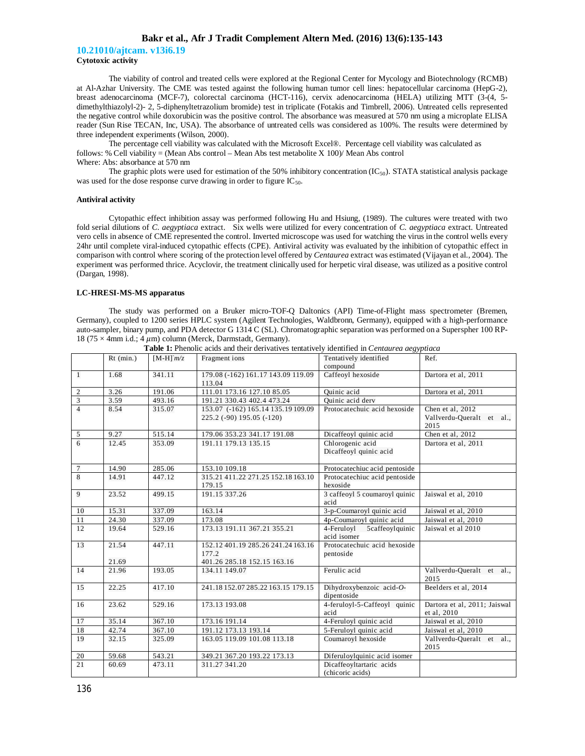10.21010/ajtcam. v13i6.19

**Cytotoxic activity**

The viability of control and treated cells were explored at the Regional Center for Mycology and Biotechnology (RCMB) at Al-Azhar University. The CME was tested against the following human tumor cell lines: hepatocellular carcinoma (HepG-2), breast adenocarcinoma (MCF-7), colorectal carcinoma (HCT-116), cervix adenocarcinoma (HELA) utilizing MTT (3-(4, 5-dimethylthiazolyl-2)- 2, 5-diphenyltetrazolium bromide) test in triplicate (Fotakis and Timbrell, 2006). Untreated cells represented the negative control while doxorubicin was the positive control. The absorbance was measured at 570 nm using a microplate ELISA reader (Sun Rise TECAN, Inc, USA). The absorbance of untreated cells was considered as 100%. The results were determined by three independent experiments (Wilson, 2000).

The percentage cell viability was calculated with the Microsoft Excel®. Percentage cell viability was calculated as follows: % Cell viability = (Mean Abs control – Mean Abs test metabolite X 100)/ Mean Abs control
Where: Abs: absorbance at 570 nm

The graphic plots were used for estimation of the 50% inhibitory concentration ($IC_{50}$). STATA statistical analysis package was used for the dose response curve drawing in order to figure $IC_{50}$.

**Antiviral activity**

Cytopathic effect inhibition assay was performed following Hu and Hsiung, (1989). The cultures were treated with two fold serial dilutions of *C. aegyptiaca* extract. Six wells were utilized for every concentration of *C. aegyptiaca* extract. Untreated vero cells in absence of CME represented the control. Inverted microscope was used for watching the virus in the control wells every 24hr until complete viral-induced cytopathic effects (CPE). Antiviral activity was evaluated by the inhibition of cytopathic effect in comparison with control where scoring of the protection level offered by *Centaurea* extract was estimated (Vijayan et al., 2004). The experiment was performed thrice. Acyclovir, the treatment clinically used for herpetic viral disease, was utilized as a positive control (Dargan, 1998).

**LC-HRESI-MS-MS apparatus**

The study was performed on a Bruker micro-TOF-Q Daltonics (API) Time-of-Flight mass spectrometer (Bremen, Germany), coupled to 1200 series HPLC system (Agilent Technologies, Waldbronn, Germany), equipped with a high-performance auto-sampler, binary pump, and PDA detector G 1314 C (SL). Chromatographic separation was performed on a Superspher 100 RP-18 (75 × 4mm i.d.; 4 $\mu$m) column (Merck, Darmstadt, Germany).

**Table 1:** Phenolic acids and their derivatives tentatively identified in *Centaurea aegyptiaca*

| | Rt (min.) | $[M-H]^{-}$ *m/z* | Fragment ions | Tentatively identified compound | Ref. |
|---|---|---|---|---|---|
| 1 | 1.68 | 341.11 | 179.08 (-162) 161.17 143.09 119.09 113.04 | Caffeoyl hexoside | Dartora et al, 2011 |
| 2 | 3.26 | 191.06 | 111.01 173.16 127.10 85.05 | Quinic acid | Dartora et al, 2011 |
| 3 | 3.59 | 493.16 | 191.21 330.43 402.4 473.24 | Quinic acid derv | |
| 4 | 8.54 | 315.07 | 153.07 (-162) 165.14 135.19 109.09 225.2 (-90) 195.05 (-120) | Protocatechuic acid hexoside | Chen et al, 2012 Vallverdu-Queralt et al., 2015 |
| 5 | 9.27 | 515.14 | 179.06 353.23 341.17 191.08 | Dicaffeoyl quinic acid | Chen et al, 2012 |
| 6 | 12.45 | 353.09 | 191.11 179.13 135.15 | Chlorogenic acid Dicaffeoyl quinic acid | Dartora et al, 2011 |
| 7 | 14.90 | 285.06 | 153.10 109.18 | Protocatechiuc acid pentoside | |
| 8 | 14.91 | 447.12 | 315.21 411.22 271.25 152.18 163.10 179.15 | Protocatechiuc acid pentoside hexoside | |
| 9 | 23.52 | 499.15 | 191.15 337.26 | 3 caffeoyl 5 coumaroyl quinic acid | Jaiswal et al, 2010 |
| 10 | 15.31 | 337.09 | 163.14 | 3-p-Coumaroyl quinic acid | Jaiswal et al, 2010 |
| 11 | 24.30 | 337.09 | 173.08 | 4p-Coumaroyl quinic acid | Jaiswal et al, 2010 |
| 12 | 19.64 | 529.16 | 173.13 191.11 367.21 355.21 | 4-Feruloyl 5caffeoylquinic acid isomer | Jaiswal et al 2010 |
| 13 | 21.54<br>21.69 | 447.11 | 152.12 401.19 285.26 241.24 163.16 177.2<br>401.26 285.18 152.15 163.16 | Protocatechuic acid hexoside pentoside | |
| 14 | 21.96 | 193.05 | 134.11 149.07 | Ferulic acid | Vallverdu-Queralt et al., 2015 |
| 15 | 22.25 | 417.10 | 241.18 152.07 285.22 163.15 179.15 | Dihydroxybenzoic acid-*O*-dipentoside | Beelders et al, 2014 |
| 16 | 23.62 | 529.16 | 173.13 193.08 | 4-feruloyl-5-Caffeoyl quinic acid | Dartora et al, 2011; Jaiswal et al, 2010 |
| 17 | 35.14 | 367.10 | 173.16 191.14 | 4-Feruloyl quinic acid | Jaiswal et al, 2010 |
| 18 | 42.74 | 367.10 | 191.12 173.13 193.14 | 5-Feruloyl quinic acid | Jaiswal et al, 2010 |
| 19 | 32.15 | 325.09 | 163.05 119.09 101.08 113.18 | Coumaroyl hexoside | Vallverdu-Queralt et al., 2015 |
| 20 | 59.68 | 543.21 | 349.21 367.20 193.22 173.13 | Diferuloylquinic acid isomer | |
| 21 | 60.69 | 473.11 | 311.27 341.20 | Dicaffeoyltartaric acids (chicoric acids) | |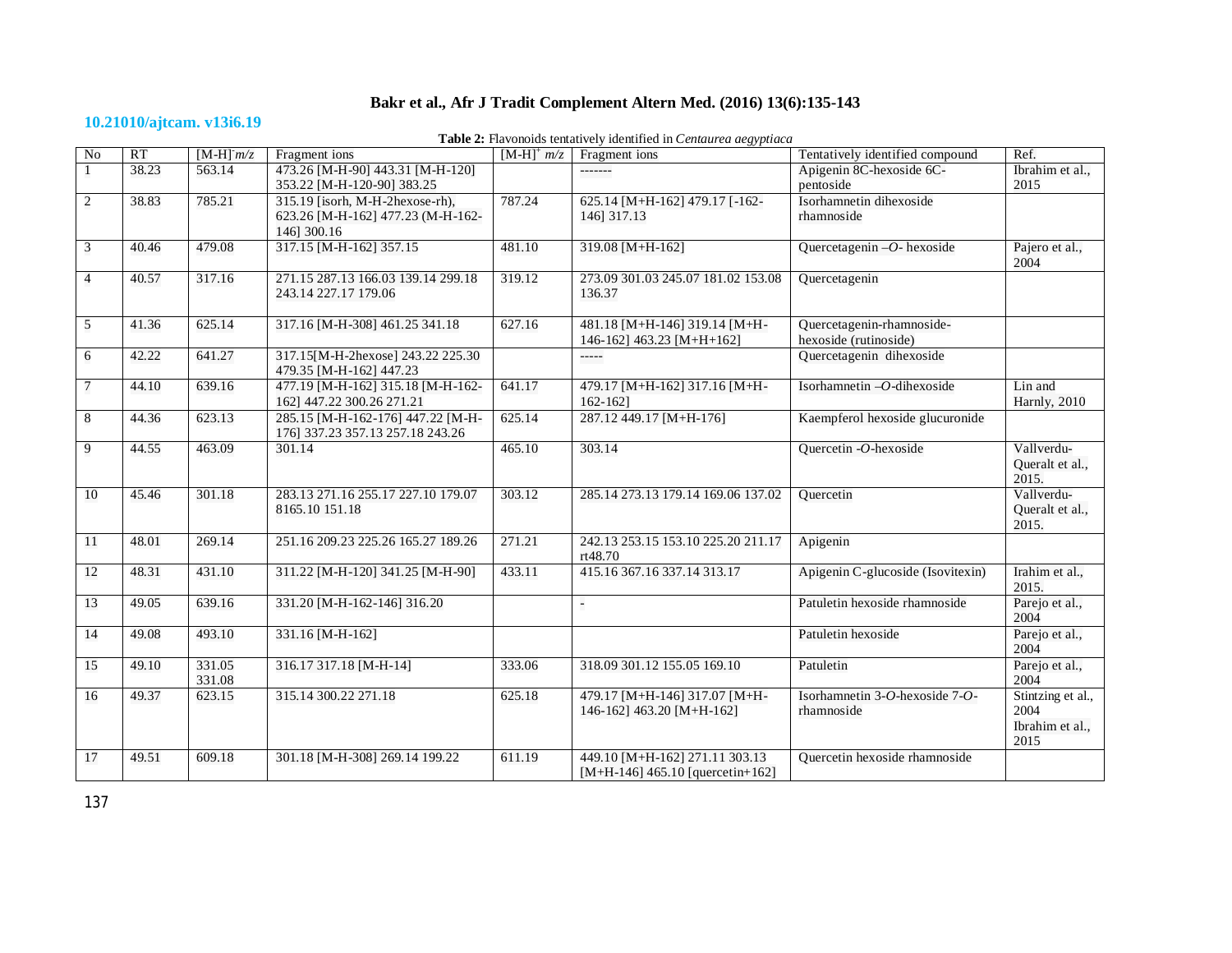**Table 2:** Flavonoids tentatively identified in *Centaurea aegyptiaca*

| No | RT | [M-H]$^-$ *m/z* | Fragment ions | [M-H]$^+$ *m/z* | Fragment ions | Tentatively identified compound | Ref. |
|---|---|---|---|---|---|---|---|
| 1 | 38.23 | 563.14 | 473.26 [M-H-90] 443.31 [M-H-120] 353.22 [M-H-120-90] 383.25 | | ------- | Apigenin 8C-hexoside 6C-pentoside | Ibrahim et al., 2015 |
| 2 | 38.83 | 785.21 | 315.19 [isorh, M-H-2hexose-rh), 623.26 [M-H-162] 477.23 (M-H-162-146] 300.16 | 787.24 | 625.14 [M+H-162] 479.17 [-162-146] 317.13 | Isorhamnetin dihexoside rhamnoside | |
| 3 | 40.46 | 479.08 | 317.15 [M-H-162] 357.15 | 481.10 | 319.08 [M+H-162] | Quercetagenin –*O*- hexoside | Pajero et al., 2004 |
| 4 | 40.57 | 317.16 | 271.15 287.13 166.03 139.14 299.18 243.14 227.17 179.06 | 319.12 | 273.09 301.03 245.07 181.02 153.08 136.37 | Quercetagenin | |
| 5 | 41.36 | 625.14 | 317.16 [M-H-308] 461.25 341.18 | 627.16 | 481.18 [M+H-146] 319.14 [M+H-146-162] 463.23 [M+H+162] | Quercetagenin-rhamnoside-hexoside (rutinoside) | |
| 6 | 42.22 | 641.27 | 317.15[M-H-2hexose] 243.22 225.30 479.35 [M-H-162] 447.23 | | ----- | Quercetagenin dihexoside | |
| 7 | 44.10 | 639.16 | 477.19 [M-H-162] 315.18 [M-H-162-162] 447.22 300.26 271.21 | 641.17 | 479.17 [M+H-162] 317.16 [M+H-162-162] | Isorhamnetin –*O*-dihexoside | Lin and Harnly, 2010 |
| 8 | 44.36 | 623.13 | 285.15 [M-H-162-176] 447.22 [M-H-176] 337.23 357.13 257.18 243.26 | 625.14 | 287.12 449.17 [M+H-176] | Kaempferol hexoside glucuronide | |
| 9 | 44.55 | 463.09 | 301.14 | 465.10 | 303.14 | Quercetin -*O*-hexoside | Vallverdu-Queralt et al., 2015. |
| 10 | 45.46 | 301.18 | 283.13 271.16 255.17 227.10 179.07 8165.10 151.18 | 303.12 | 285.14 273.13 179.14 169.06 137.02 | Quercetin | Vallverdu-Queralt et al., 2015. |
| 11 | 48.01 | 269.14 | 251.16 209.23 225.26 165.27 189.26 | 271.21 | 242.13 253.15 153.10 225.20 211.17 rt48.70 | Apigenin | |
| 12 | 48.31 | 431.10 | 311.22 [M-H-120] 341.25 [M-H-90] | 433.11 | 415.16 367.16 337.14 313.17 | Apigenin C-glucoside (Isovitexin) | Irahim et al., 2015. |
| 13 | 49.05 | 639.16 | 331.20 [M-H-162-146] 316.20 | | - | Patuletin hexoside rhamnoside | Parejo et al., 2004 |
| 14 | 49.08 | 493.10 | 331.16 [M-H-162] | | | Patuletin hexoside | Parejo et al., 2004 |
| 15 | 49.10 | 331.05 331.08 | 316.17 317.18 [M-H-14] | 333.06 | 318.09 301.12 155.05 169.10 | Patuletin | Parejo et al., 2004 |
| 16 | 49.37 | 623.15 | 315.14 300.22 271.18 | 625.18 | 479.17 [M+H-146] 317.07 [M+H-146-162] 463.20 [M+H-162] | Isorhamnetin 3-*O*-hexoside 7-*O*-rhamnoside | Stintzing et al., 2004 Ibrahim et al., 2015 |
| 17 | 49.51 | 609.18 | 301.18 [M-H-308] 269.14 199.22 | 611.19 | 449.10 [M+H-162] 271.11 303.13 [M+H-146] 465.10 [quercetin+162] | Quercetin hexoside rhamnoside | |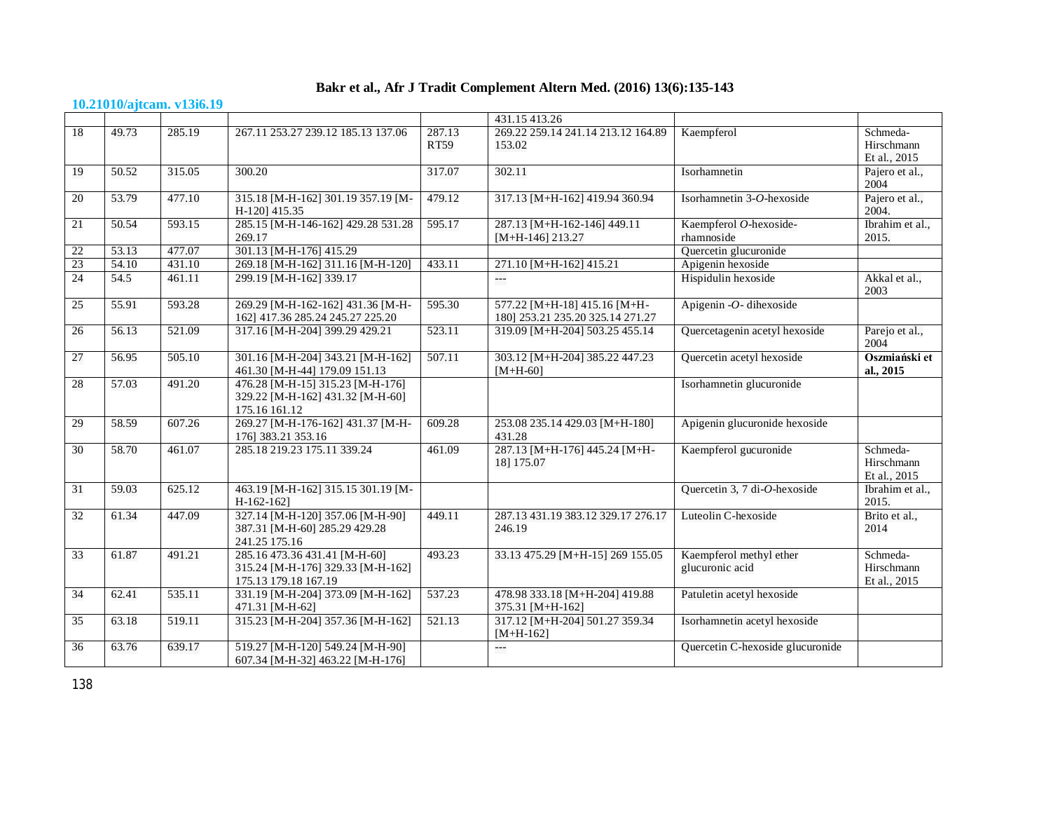| | | | | | 431.15 413.26 | | |
|---|---|---|---|---|---|---|---|
| 18 | 49.73 | 285.19 | 267.11 253.27 239.12 185.13 137.06 | 287.13 RT59 | 269.22 259.14 241.14 213.12 164.89 153.02 | Kaempferol | Schmeda-Hirschmann Et al., 2015 |
| 19 | 50.52 | 315.05 | 300.20 | 317.07 | 302.11 | Isorhamnetin | Pajero et al., 2004 |
| 20 | 53.79 | 477.10 | 315.18 [M-H-162] 301.19 357.19 [M-H-120] 415.35 | 479.12 | 317.13 [M+H-162] 419.94 360.94 | Isorhamnetin 3-*O*-hexoside | Pajero et al., 2004. |
| 21 | 50.54 | 593.15 | 285.15 [M-H-146-162] 429.28 531.28 269.17 | 595.17 | 287.13 [M+H-162-146] 449.11 [M+H-146] 213.27 | Kaempferol *O*-hexoside-rhamnoside | Ibrahim et al., 2015. |
| 22 | 53.13 | 477.07 | 301.13 [M-H-176] 415.29 | | | Quercetin glucuronide | |
| 23 | 54.10 | 431.10 | 269.18 [M-H-162] 311.16 [M-H-120] | 433.11 | 271.10 [M+H-162] 415.21 | Apigenin hexoside | |
| 24 | 54.5 | 461.11 | 299.19 [M-H-162] 339.17 | | --- | Hispidulin hexoside | Akkal et al., 2003 |
| 25 | 55.91 | 593.28 | 269.29 [M-H-162-162] 431.36 [M-H-162] 417.36 285.24 245.27 225.20 | 595.30 | 577.22 [M+H-18] 415.16 [M+H-180] 253.21 235.20 325.14 271.27 | Apigenin -*O*- dihexoside | |
| 26 | 56.13 | 521.09 | 317.16 [M-H-204] 399.29 429.21 | 523.11 | 319.09 [M+H-204] 503.25 455.14 | Quercetagenin acetyl hexoside | Parejo et al., 2004 |
| 27 | 56.95 | 505.10 | 301.16 [M-H-204] 343.21 [M-H-162] 461.30 [M-H-44] 179.09 151.13 | 507.11 | 303.12 [M+H-204] 385.22 447.23 [M+H-60] | Quercetin acetyl hexoside | **Oszmiański et al., 2015** |
| 28 | 57.03 | 491.20 | 476.28 [M-H-15] 315.23 [M-H-176] 329.22 [M-H-162] 431.32 [M-H-60] 175.16 161.12 | | | Isorhamnetin glucuronide | |
| 29 | 58.59 | 607.26 | 269.27 [M-H-176-162] 431.37 [M-H-176] 383.21 353.16 | 609.28 | 253.08 235.14 429.03 [M+H-180] 431.28 | Apigenin glucuronide hexoside | |
| 30 | 58.70 | 461.07 | 285.18 219.23 175.11 339.24 | 461.09 | 287.13 [M+H-176] 445.24 [M+H-18] 175.07 | Kaempferol gucuronide | Schmeda-Hirschmann Et al., 2015 |
| 31 | 59.03 | 625.12 | 463.19 [M-H-162] 315.15 301.19 [M-H-162-162] | | | Quercetin 3, 7 di-*O*-hexoside | Ibrahim et al., 2015. |
| 32 | 61.34 | 447.09 | 327.14 [M-H-120] 357.06 [M-H-90] 387.31 [M-H-60] 285.29 429.28 241.25 175.16 | 449.11 | 287.13 431.19 383.12 329.17 276.17 246.19 | Luteolin C-hexoside | Brito et al., 2014 |
| 33 | 61.87 | 491.21 | 285.16 473.36 431.41 [M-H-60] 315.24 [M-H-176] 329.33 [M-H-162] 175.13 179.18 167.19 | 493.23 | 33.13 475.29 [M+H-15] 269 155.05 | Kaempferol methyl ether glucuronic acid | Schmeda-Hirschmann Et al., 2015 |
| 34 | 62.41 | 535.11 | 331.19 [M-H-204] 373.09 [M-H-162] 471.31 [M-H-62] | 537.23 | 478.98 333.18 [M+H-204] 419.88 375.31 [M+H-162] | Patuletin acetyl hexoside | |
| 35 | 63.18 | 519.11 | 315.23 [M-H-204] 357.36 [M-H-162] | 521.13 | 317.12 [M+H-204] 501.27 359.34 [M+H-162] | Isorhamnetin acetyl hexoside | |
| 36 | 63.76 | 639.17 | 519.27 [M-H-120] 549.24 [M-H-90] 607.34 [M-H-32] 463.22 [M-H-176] | | --- | Quercetin C-hexoside glucuronide | |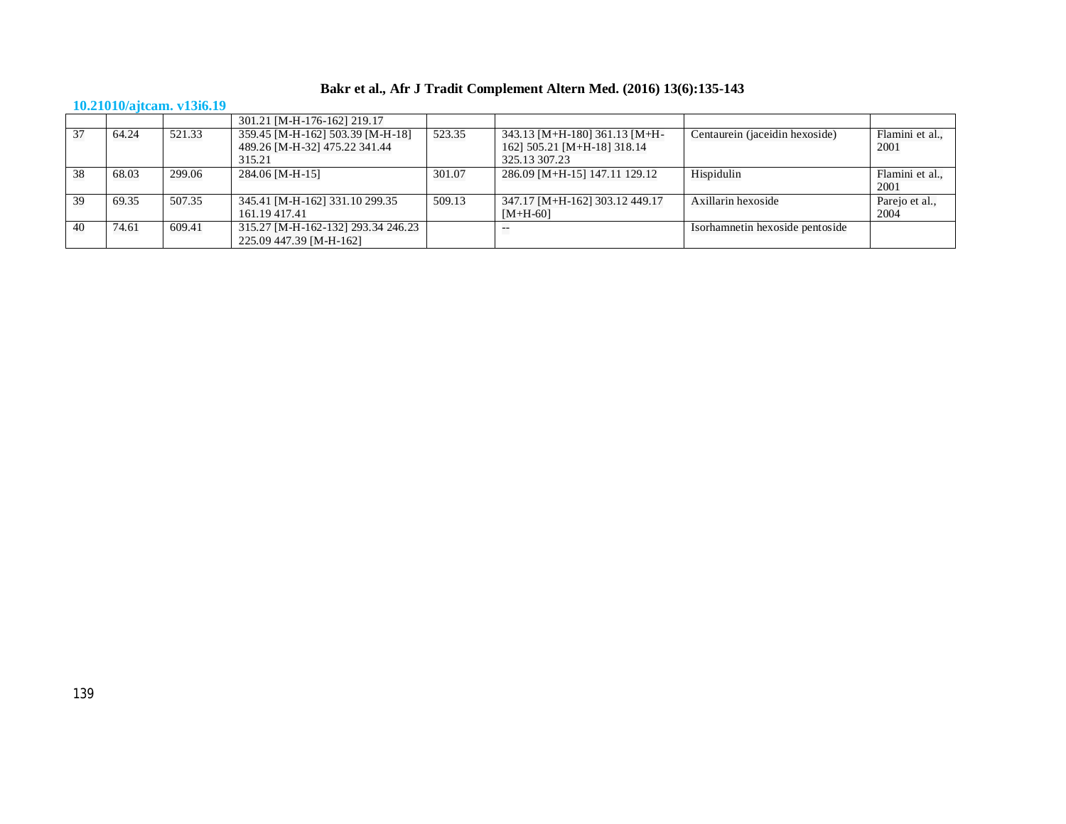10.21010/ajtcam. v13i6.19

| | | | | | | | |
|---|---|---|---|---|---|---|---|
| | | | 301.21 [M-H-176-162] 219.17 | | | | |
| 37 | 64.24 | 521.33 | 359.45 [M-H-162] 503.39 [M-H-18] 489.26 [M-H-32] 475.22 341.44 315.21 | 523.35 | 343.13 [M+H-180] 361.13 [M+H-162] 505.21 [M+H-18] 318.14 325.13 307.23 | Centaurein (jaceidin hexoside) | Flamini et al., 2001 |
| 38 | 68.03 | 299.06 | 284.06 [M-H-15] | 301.07 | 286.09 [M+H-15] 147.11 129.12 | Hispidulin | Flamini et al., 2001 |
| 39 | 69.35 | 507.35 | 345.41 [M-H-162] 331.10 299.35 161.19 417.41 | 509.13 | 347.17 [M+H-162] 303.12 449.17 [M+H-60] | Axillarin hexoside | Parejo et al., 2004 |
| 40 | 74.61 | 609.41 | 315.27 [M-H-162-132] 293.34 246.23 225.09 447.39 [M-H-162] | | -- | Isorhamnetin hexoside pentoside | |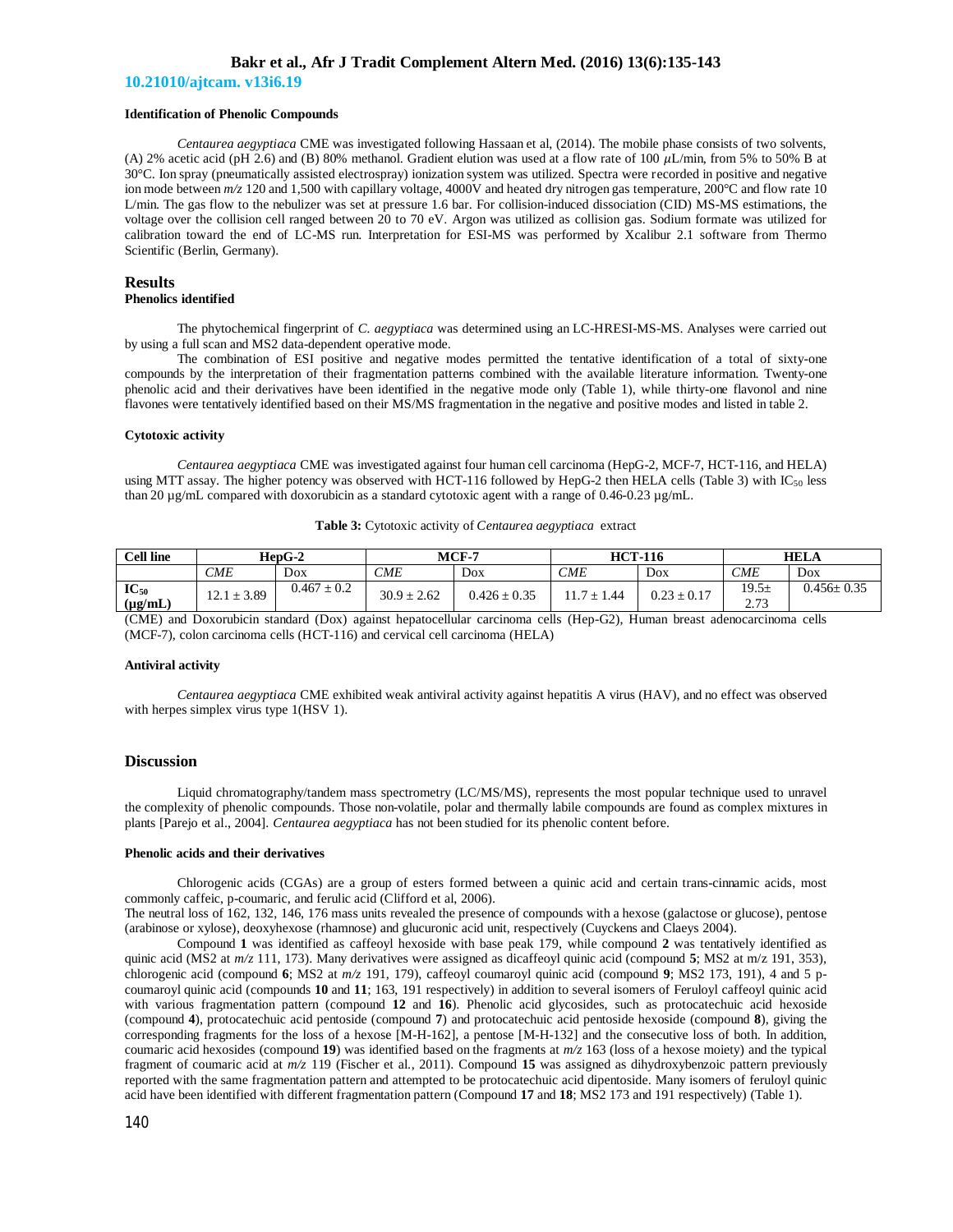**Identification of Phenolic Compounds**

*Centaurea aegyptiaca* CME was investigated following Hassaan et al, (2014). The mobile phase consists of two solvents, (A) 2% acetic acid (pH 2.6) and (B) 80% methanol. Gradient elution was used at a flow rate of 100 $\mu$L/min, from 5% to 50% B at 30°C. Ion spray (pneumatically assisted electrospray) ionization system was utilized. Spectra were recorded in positive and negative ion mode between *m/z* 120 and 1,500 with capillary voltage, 4000V and heated dry nitrogen gas temperature, 200°C and flow rate 10 L/min. The gas flow to the nebulizer was set at pressure 1.6 bar. For collision-induced dissociation (CID) MS-MS estimations, the voltage over the collision cell ranged between 20 to 70 eV. Argon was utilized as collision gas. Sodium formate was utilized for calibration toward the end of LC-MS run. Interpretation for ESI-MS was performed by Xcalibur 2.1 software from Thermo Scientific (Berlin, Germany).

## Results

**Phenolics identified**

The phytochemical fingerprint of *C. aegyptiaca* was determined using an LC-HRESI-MS-MS. Analyses were carried out by using a full scan and MS2 data-dependent operative mode.

The combination of ESI positive and negative modes permitted the tentative identification of a total of sixty-one compounds by the interpretation of their fragmentation patterns combined with the available literature information. Twenty-one phenolic acid and their derivatives have been identified in the negative mode only (Table 1), while thirty-one flavonol and nine flavones were tentatively identified based on their MS/MS fragmentation in the negative and positive modes and listed in table 2.

**Cytotoxic activity**

*Centaurea aegyptiaca* CME was investigated against four human cell carcinoma (HepG-2, MCF-7, HCT-116, and HELA) using MTT assay. The higher potency was observed with HCT-116 followed by HepG-2 then HELA cells (Table 3) with $IC_{50}$ less than 20 µg/mL compared with doxorubicin as a standard cytotoxic agent with a range of 0.46-0.23 µg/mL.

**Table 3:** Cytotoxic activity of *Centaurea aegyptiaca* extract

| Cell line | HepG-2 | | MCF-7 | | HCT-116 | | HELA | |
|---|---|---|---|---|---|---|---|---|
| | *CME* | Dox | *CME* | Dox | *CME* | Dox | *CME* | Dox |
| $IC_{50}$ (µg/mL) | 12.1 ± 3.89 | 0.467 ± 0.2 | 30.9 ± 2.62 | 0.426 ± 0.35 | 11.7 ± 1.44 | 0.23 ± 0.17 | 19.5± 2.73 | 0.456± 0.35 |

(CME) and Doxorubicin standard (Dox) against hepatocellular carcinoma cells (Hep-G2), Human breast adenocarcinoma cells (MCF-7), colon carcinoma cells (HCT-116) and cervical cell carcinoma (HELA)

**Antiviral activity**

*Centaurea aegyptiaca* CME exhibited weak antiviral activity against hepatitis A virus (HAV), and no effect was observed with herpes simplex virus type 1(HSV 1).

## Discussion

Liquid chromatography/tandem mass spectrometry (LC/MS/MS), represents the most popular technique used to unravel the complexity of phenolic compounds. Those non-volatile, polar and thermally labile compounds are found as complex mixtures in plants [Parejo et al., 2004]. *Centaurea aegyptiaca* has not been studied for its phenolic content before.

**Phenolic acids and their derivatives**

Chlorogenic acids (CGAs) are a group of esters formed between a quinic acid and certain trans-cinnamic acids, most commonly caffeic, p-coumaric, and ferulic acid (Clifford et al, 2006).

The neutral loss of 162, 132, 146, 176 mass units revealed the presence of compounds with a hexose (galactose or glucose), pentose (arabinose or xylose), deoxyhexose (rhamnose) and glucuronic acid unit, respectively (Cuyckens and Claeys 2004).

Compound **1** was identified as caffeoyl hexoside with base peak 179, while compound **2** was tentatively identified as quinic acid (MS2 at *m/z* 111, 173). Many derivatives were assigned as dicaffeoyl quinic acid (compound **5**; MS2 at m/z 191, 353), chlorogenic acid (compound **6**; MS2 at *m/z* 191, 179), caffeoyl coumaroyl quinic acid (compound **9**; MS2 173, 191), 4 and 5 p-coumaroyl quinic acid (compounds **10** and **11**; 163, 191 respectively) in addition to several isomers of Feruloyl caffeoyl quinic acid with various fragmentation pattern (compound **12** and **16**). Phenolic acid glycosides, such as protocatechuic acid hexoside (compound **4**), protocatechuic acid pentoside (compound **7**) and protocatechuic acid pentoside hexoside (compound **8**), giving the corresponding fragments for the loss of a hexose [M-H-162], a pentose [M-H-132] and the consecutive loss of both. In addition, coumaric acid hexosides (compound **19**) was identified based on the fragments at *m/z* 163 (loss of a hexose moiety) and the typical fragment of coumaric acid at *m/z* 119 (Fischer et al., 2011). Compound **15** was assigned as dihydroxybenzoic pattern previously reported with the same fragmentation pattern and attempted to be protocatechuic acid dipentoside. Many isomers of feruloyl quinic acid have been identified with different fragmentation pattern (Compound **17** and **18**; MS2 173 and 191 respectively) (Table 1).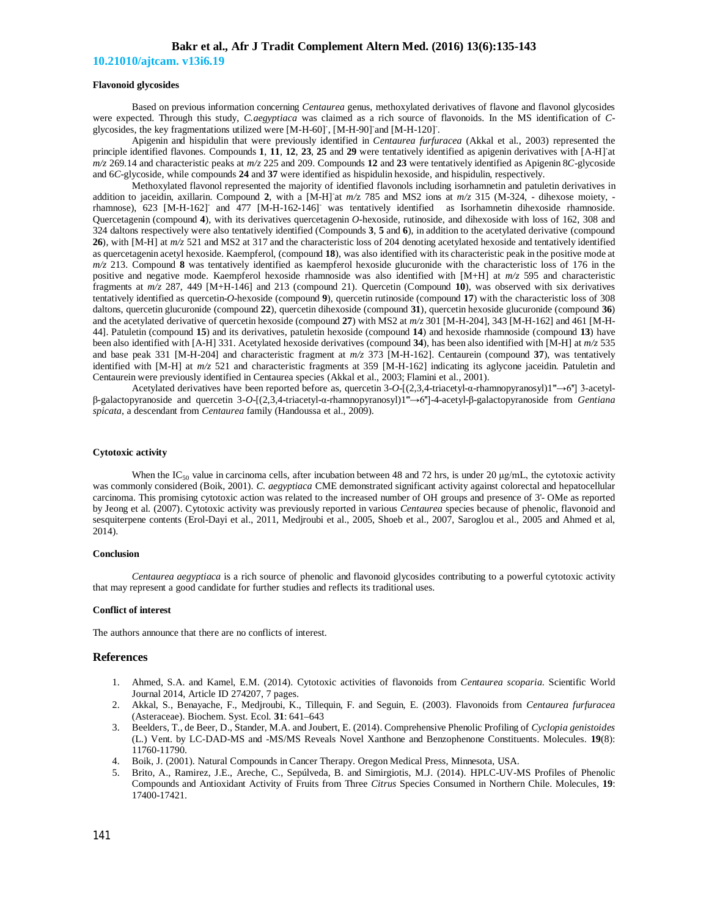### Flavonoid glycosides

Based on previous information concerning *Centaurea* genus, methoxylated derivatives of flavone and flavonol glycosides were expected. Through this study, *C.aegyptiaca* was claimed as a rich source of flavonoids. In the MS identification of *C*-glycosides, the key fragmentations utilized were $[M\text{-}H\text{-}60]^-$, $[M\text{-}H\text{-}90]^-$ and $[M\text{-}H\text{-}120]^-$.

Apigenin and hispidulin that were previously identified in *Centaurea furfuracea* (Akkal et al., 2003) represented the principle identified flavones. Compounds **1**, **11**, **12**, **23**, **25** and **29** were tentatively identified as apigenin derivatives with $[A\text{-}H]^-$ at *m/z* 269.14 and characteristic peaks at *m/z* 225 and 209. Compounds **12** and **23** were tentatively identified as Apigenin 8*C*-glycoside and 6*C*-glycoside, while compounds **24** and **37** were identified as hispidulin hexoside, and hispidulin, respectively.

Methoxylated flavonol represented the majority of identified flavonols including isorhamnetin and patuletin derivatives in addition to jaceidin, axillarin. Compound **2**, with a $[M\text{-}H]^-$ at *m/z* 785 and MS2 ions at *m/z* 315 (M-324, - dihexose moiety, - rhamnose), 623 $[M\text{-}H\text{-}162]^-$ and 477 $[M\text{-}H\text{-}162\text{-}146]^-$ was tentatively identified as Isorhamnetin dihexoside rhamnoside. Quercetagenin (compound **4**), with its derivatives quercetagenin *O*-hexoside, rutinoside, and dihexoside with loss of 162, 308 and 324 daltons respectively were also tentatively identified (Compounds **3**, **5** and **6**), in addition to the acetylated derivative (compound **26**), with [M-H] at *m/z* 521 and MS2 at 317 and the characteristic loss of 204 denoting acetylated hexoside and tentatively identified as quercetagenin acetyl hexoside. Kaempferol, (compound **18**), was also identified with its characteristic peak in the positive mode at *m/z* 213. Compound **8** was tentatively identified as kaempferol hexoside glucuronide with the characteristic loss of 176 in the positive and negative mode. Kaempferol hexoside rhamnoside was also identified with [M+H] at *m/z* 595 and characteristic fragments at *m/z* 287, 449 [M+H-146] and 213 (compound 21). Quercetin (Compound **10**), was observed with six derivatives tentatively identified as quercetin-*O*-hexoside (compound **9**), quercetin rutinoside (compound **17**) with the characteristic loss of 308 daltons, quercetin glucuronide (compound **22**), quercetin dihexoside (compound **31**), quercetin hexoside glucuronide (compound **36**) and the acetylated derivative of quercetin hexoside (compound **27**) with MS2 at *m/z* 301 [M-H-204], 343 [M-H-162] and 461 [M-H-44]. Patuletin (compound **15**) and its derivatives, patuletin hexoside (compound **14**) and hexoside rhamnoside (compound **13**) have been also identified with [A-H] 331. Acetylated hexoside derivatives (compound **34**), has been also identified with [M-H] at *m/z* 535 and base peak 331 [M-H-204] and characteristic fragment at *m/z* 373 [M-H-162]. Centaurein (compound **37**), was tentatively identified with [M-H] at *m/z* 521 and characteristic fragments at 359 [M-H-162] indicating its aglycone jaceidin. Patuletin and Centaurein were previously identified in Centaurea species (Akkal et al., 2003; Flamini et al., 2001).

Acetylated derivatives have been reported before as, quercetin 3-*O*-[(2,3,4-triacetyl-α-rhamnopyranosyl)1‴→6″] 3-acetyl-β-galactopyranoside and quercetin 3-*O*-[(2,3,4-triacetyl-α-rhamnopyranosyl)1‴→6″]-4-acetyl-β-galactopyranoside from *Gentiana spicata*, a descendant from *Centaurea* family (Handoussa et al., 2009).

### Cytotoxic activity

When the $IC_{50}$ value in carcinoma cells, after incubation between 48 and 72 hrs, is under 20 μg/mL, the cytotoxic activity was commonly considered (Boik, 2001). *C. aegyptiaca* CME demonstrated significant activity against colorectal and hepatocellular carcinoma. This promising cytotoxic action was related to the increased number of OH groups and presence of 3'- OMe as reported by Jeong et al. (2007). Cytotoxic activity was previously reported in various *Centaurea* species because of phenolic, flavonoid and sesquiterpene contents (Erol-Dayi et al., 2011, Medjroubi et al., 2005, Shoeb et al., 2007, Saroglou et al., 2005 and Ahmed et al, 2014).

### Conclusion

*Centaurea aegyptiaca* is a rich source of phenolic and flavonoid glycosides contributing to a powerful cytotoxic activity that may represent a good candidate for further studies and reflects its traditional uses.

### Conflict of interest

The authors announce that there are no conflicts of interest.

## References

1. Ahmed, S.A. and Kamel, E.M. (2014). Cytotoxic activities of flavonoids from *Centaurea scoparia.* Scientific World Journal 2014, Article ID 274207, 7 pages.
2. Akkal, S., Benayache, F., Medjroubi, K., Tillequin, F. and Seguin, E. (2003). Flavonoids from *Centaurea furfuracea* (Asteraceae). Biochem. Syst. Ecol. **31**: 641–643
3. Beelders, T., de Beer, D., Stander, M.A. and Joubert, E. (2014). Comprehensive Phenolic Profiling of *Cyclopia genistoides* (L.) Vent. by LC-DAD-MS and -MS/MS Reveals Novel Xanthone and Benzophenone Constituents. Molecules. **19**(8): 11760-11790.
4. Boik, J. (2001). Natural Compounds in Cancer Therapy. Oregon Medical Press, Minnesota, USA.
5. Brito, A., Ramirez, J.E., Areche, C., Sepúlveda, B. and Simirgiotis, M.J. (2014). HPLC-UV-MS Profiles of Phenolic Compounds and Antioxidant Activity of Fruits from Three *Citrus* Species Consumed in Northern Chile. Molecules, **19**: 17400-17421.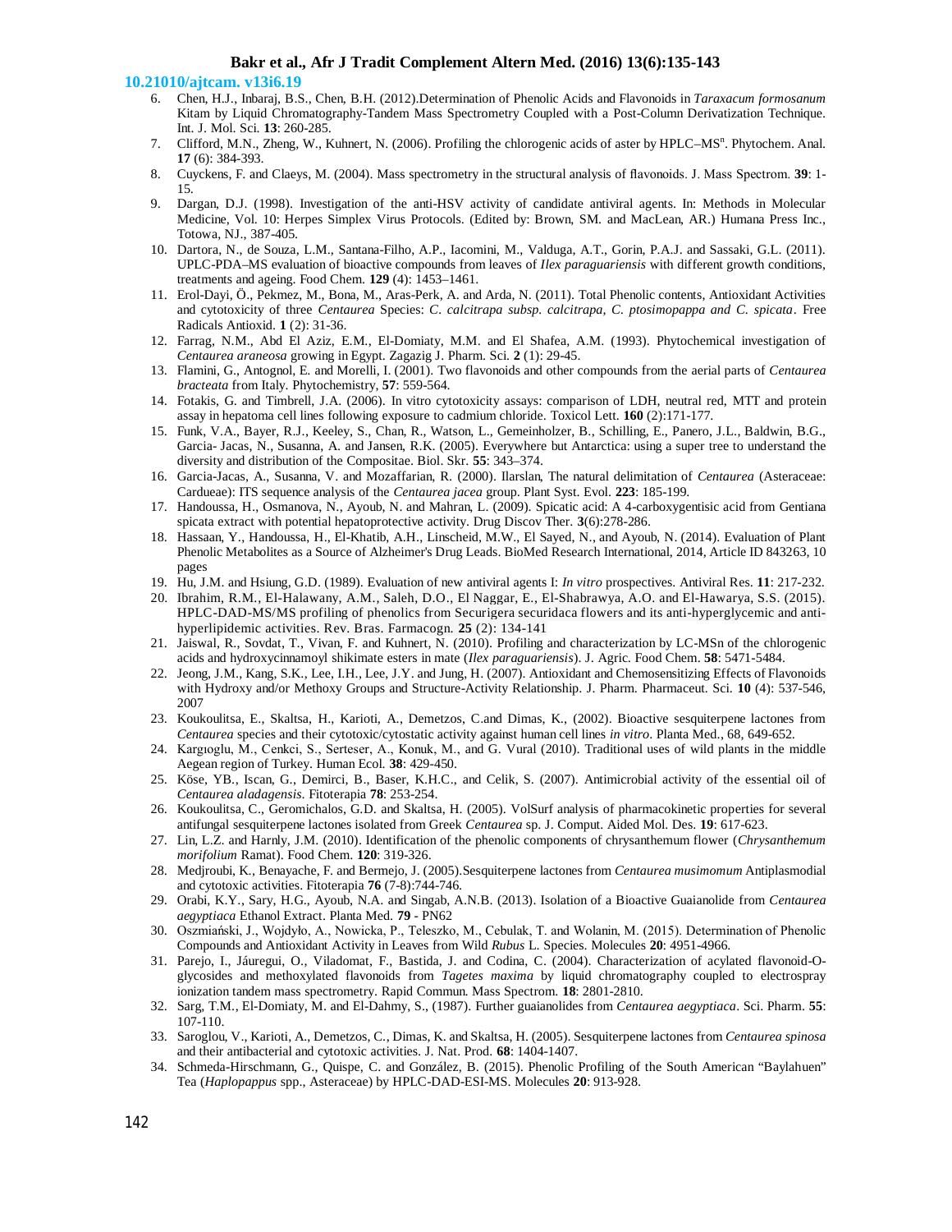6. Chen, H.J., Inbaraj, B.S., Chen, B.H. (2012).Determination of Phenolic Acids and Flavonoids in *Taraxacum formosanum* Kitam by Liquid Chromatography-Tandem Mass Spectrometry Coupled with a Post-Column Derivatization Technique. Int. J. Mol. Sci. **13**: 260-285.
7. Clifford, M.N., Zheng, W., Kuhnert, N. (2006). Profiling the chlorogenic acids of aster by HPLC–MS$^n$. Phytochem. Anal. **17** (6): 384-393.
8. Cuyckens, F. and Claeys, M. (2004). Mass spectrometry in the structural analysis of flavonoids. J. Mass Spectrom. **39**: 1-15.
9. Dargan, D.J. (1998). Investigation of the anti-HSV activity of candidate antiviral agents. In: Methods in Molecular Medicine, Vol. 10: Herpes Simplex Virus Protocols. (Edited by: Brown, SM. and MacLean, AR.) Humana Press Inc., Totowa, NJ., 387-405.
10. Dartora, N., de Souza, L.M., Santana-Filho, A.P., Iacomini, M., Valduga, A.T., Gorin, P.A.J. and Sassaki, G.L. (2011). UPLC-PDA–MS evaluation of bioactive compounds from leaves of *Ilex paraguariensis* with different growth conditions, treatments and ageing. Food Chem. **129** (4): 1453–1461.
11. Erol-Dayi, Ö., Pekmez, M., Bona, M., Aras-Perk, A. and Arda, N. (2011). Total Phenolic contents, Antioxidant Activities and cytotoxicity of three *Centaurea* Species: *C. calcitrapa subsp. calcitrapa, C. ptosimopappa and C. spicata*. Free Radicals Antioxid. **1** (2): 31-36.
12. Farrag, N.M., Abd El Aziz, E.M., El-Domiaty, M.M. and El Shafea, A.M. (1993). Phytochemical investigation of *Centaurea araneosa* growing in Egypt. Zagazig J. Pharm. Sci. **2** (1): 29-45.
13. Flamini, G., Antognol, E. and Morelli, I. (2001). Two flavonoids and other compounds from the aerial parts of *Centaurea bracteata* from Italy. Phytochemistry, **57**: 559-564.
14. Fotakis, G. and Timbrell, J.A. (2006). In vitro cytotoxicity assays: comparison of LDH, neutral red, MTT and protein assay in hepatoma cell lines following exposure to cadmium chloride. Toxicol Lett. **160** (2):171-177.
15. Funk, V.A., Bayer, R.J., Keeley, S., Chan, R., Watson, L., Gemeinholzer, B., Schilling, E., Panero, J.L., Baldwin, B.G., Garcia- Jacas, N., Susanna, A. and Jansen, R.K. (2005). Everywhere but Antarctica: using a super tree to understand the diversity and distribution of the Compositae. Biol. Skr. **55**: 343–374.
16. Garcia-Jacas, A., Susanna, V. and Mozaffarian, R. (2000). Ilarslan, The natural delimitation of *Centaurea* (Asteraceae: Cardueae): ITS sequence analysis of the *Centaurea jacea* group. Plant Syst. Evol. **223**: 185-199.
17. Handoussa, H., Osmanova, N., Ayoub, N. and Mahran, L. (2009). Spicatic acid: A 4-carboxygentisic acid from Gentiana spicata extract with potential hepatoprotective activity. Drug Discov Ther. **3**(6):278-286.
18. Hassaan, Y., Handoussa, H., El-Khatib, A.H., Linscheid, M.W., El Sayed, N., and Ayoub, N. (2014). Evaluation of Plant Phenolic Metabolites as a Source of Alzheimer's Drug Leads. BioMed Research International, 2014, Article ID 843263, 10 pages
19. Hu, J.M. and Hsiung, G.D. (1989). Evaluation of new antiviral agents I: *In vitro* prospectives. Antiviral Res. **11**: 217-232.
20. Ibrahim, R.M., El-Halawany, A.M., Saleh, D.O., El Naggar, E., El-Shabrawya, A.O. and El-Hawarya, S.S. (2015). HPLC-DAD-MS/MS profiling of phenolics from Securigera securidaca flowers and its anti-hyperglycemic and anti-hyperlipidemic activities. Rev. Bras. Farmacogn. **25** (2): 134-141
21. Jaiswal, R., Sovdat, T., Vivan, F. and Kuhnert, N. (2010). Profiling and characterization by LC-MSn of the chlorogenic acids and hydroxycinnamoyl shikimate esters in mate (*Ilex paraguariensis*). J. Agric. Food Chem. **58**: 5471-5484.
22. Jeong, J.M., Kang, S.K., Lee, I.H., Lee, J.Y. and Jung, H. (2007). Antioxidant and Chemosensitizing Effects of Flavonoids with Hydroxy and/or Methoxy Groups and Structure-Activity Relationship. J. Pharm. Pharmaceut. Sci. **10** (4): 537-546, 2007
23. Koukoulitsa, E., Skaltsa, H., Karioti, A., Demetzos, C.and Dimas, K., (2002). Bioactive sesquiterpene lactones from *Centaurea* species and their cytotoxic/cytostatic activity against human cell lines *in vitro*. Planta Med., 68, 649-652.
24. Kargıoglu, M., Cenkci, S., Serteser, A., Konuk, M., and G. Vural (2010). Traditional uses of wild plants in the middle Aegean region of Turkey. Human Ecol. **38**: 429-450.
25. Köse, YB., Iscan, G., Demirci, B., Baser, K.H.C., and Celik, S. (2007). Antimicrobial activity of the essential oil of *Centaurea aladagensis*. Fitoterapia **78**: 253-254.
26. Koukoulitsa, C., Geromichalos, G.D. and Skaltsa, H. (2005). VolSurf analysis of pharmacokinetic properties for several antifungal sesquiterpene lactones isolated from Greek *Centaurea* sp. J. Comput. Aided Mol. Des. **19**: 617-623.
27. Lin, L.Z. and Harnly, J.M. (2010). Identification of the phenolic components of chrysanthemum flower (*Chrysanthemum morifolium* Ramat). Food Chem. **120**: 319-326.
28. Medjroubi, K., Benayache, F. and Bermejo, J. (2005).Sesquiterpene lactones from *Centaurea musimomum* Antiplasmodial and cytotoxic activities. Fitoterapia **76** (7-8):744-746.
29. Orabi, K.Y., Sary, H.G., Ayoub, N.A. and Singab, A.N.B. (2013). Isolation of a Bioactive Guaianolide from *Centaurea aegyptiaca* Ethanol Extract. Planta Med. **79** - PN62
30. Oszmiański, J., Wojdyło, A., Nowicka, P., Teleszko, M., Cebulak, T. and Wolanin, M. (2015). Determination of Phenolic Compounds and Antioxidant Activity in Leaves from Wild *Rubus* L. Species. Molecules **20**: 4951-4966.
31. Parejo, I., Jáuregui, O., Viladomat, F., Bastida, J. and Codina, C. (2004). Characterization of acylated flavonoid-O-glycosides and methoxylated flavonoids from *Tagetes maxima* by liquid chromatography coupled to electrospray ionization tandem mass spectrometry. Rapid Commun. Mass Spectrom. **18**: 2801-2810.
32. Sarg, T.M., El-Domiaty, M. and El-Dahmy, S., (1987). Further guaianolides from *Centaurea aegyptiaca*. Sci. Pharm. **55**: 107-110.
33. Saroglou, V., Karioti, A., Demetzos, C., Dimas, K. and Skaltsa, H. (2005). Sesquiterpene lactones from *Centaurea spinosa* and their antibacterial and cytotoxic activities. J. Nat. Prod. **68**: 1404-1407.
34. Schmeda-Hirschmann, G., Quispe, C. and González, B. (2015). Phenolic Profiling of the South American "Baylahuen" Tea (*Haplopappus* spp., Asteraceae) by HPLC-DAD-ESI-MS. Molecules **20**: 913-928.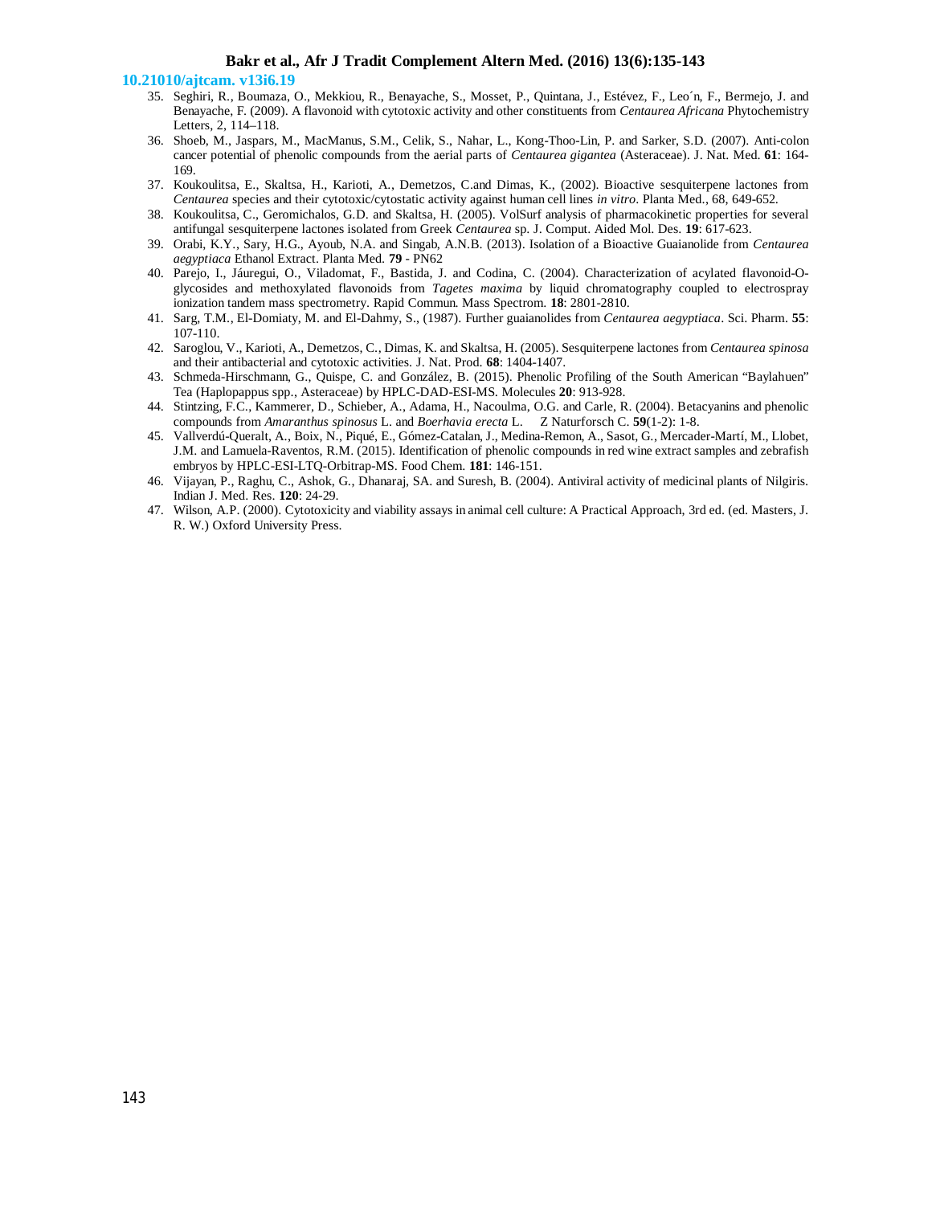35. Seghiri, R., Boumaza, O., Mekkiou, R., Benayache, S., Mosset, P., Quintana, J., Estévez, F., Leo´n, F., Bermejo, J. and Benayache, F. (2009). A flavonoid with cytotoxic activity and other constituents from *Centaurea Africana* Phytochemistry Letters, 2, 114–118.
36. Shoeb, M., Jaspars, M., MacManus, S.M., Celik, S., Nahar, L., Kong-Thoo-Lin, P. and Sarker, S.D. (2007). Anti-colon cancer potential of phenolic compounds from the aerial parts of *Centaurea gigantea* (Asteraceae). J. Nat. Med. **61**: 164-169.
37. Koukoulitsa, E., Skaltsa, H., Karioti, A., Demetzos, C.and Dimas, K., (2002). Bioactive sesquiterpene lactones from *Centaurea* species and their cytotoxic/cytostatic activity against human cell lines *in vitro*. Planta Med., 68, 649-652.
38. Koukoulitsa, C., Geromichalos, G.D. and Skaltsa, H. (2005). VolSurf analysis of pharmacokinetic properties for several antifungal sesquiterpene lactones isolated from Greek *Centaurea* sp. J. Comput. Aided Mol. Des. **19**: 617-623.
39. Orabi, K.Y., Sary, H.G., Ayoub, N.A. and Singab, A.N.B. (2013). Isolation of a Bioactive Guaianolide from *Centaurea aegyptiaca* Ethanol Extract. Planta Med. **79** - PN62
40. Parejo, I., Jáuregui, O., Viladomat, F., Bastida, J. and Codina, C. (2004). Characterization of acylated flavonoid-O-glycosides and methoxylated flavonoids from *Tagetes maxima* by liquid chromatography coupled to electrospray ionization tandem mass spectrometry. Rapid Commun. Mass Spectrom. **18**: 2801-2810.
41. Sarg, T.M., El-Domiaty, M. and El-Dahmy, S., (1987). Further guaianolides from *Centaurea aegyptiaca*. Sci. Pharm. **55**: 107-110.
42. Saroglou, V., Karioti, A., Demetzos, C., Dimas, K. and Skaltsa, H. (2005). Sesquiterpene lactones from *Centaurea spinosa* and their antibacterial and cytotoxic activities. J. Nat. Prod. **68**: 1404-1407.
43. Schmeda-Hirschmann, G., Quispe, C. and González, B. (2015). Phenolic Profiling of the South American "Baylahuen" Tea (Haplopappus spp., Asteraceae) by HPLC-DAD-ESI-MS. Molecules **20**: 913-928.
44. Stintzing, F.C., Kammerer, D., Schieber, A., Adama, H., Nacoulma, O.G. and Carle, R. (2004). Betacyanins and phenolic compounds from *Amaranthus spinosus* L. and *Boerhavia erecta* L. Z Naturforsch C. **59**(1-2): 1-8.
45. Vallverdú-Queralt, A., Boix, N., Piqué, E., Gómez-Catalan, J., Medina-Remon, A., Sasot, G., Mercader-Martí, M., Llobet, J.M. and Lamuela-Raventos, R.M. (2015). Identification of phenolic compounds in red wine extract samples and zebrafish embryos by HPLC-ESI-LTQ-Orbitrap-MS. Food Chem. **181**: 146-151.
46. Vijayan, P., Raghu, C., Ashok, G., Dhanaraj, SA. and Suresh, B. (2004). Antiviral activity of medicinal plants of Nilgiris. Indian J. Med. Res. **120**: 24-29.
47. Wilson, A.P. (2000). Cytotoxicity and viability assays in animal cell culture: A Practical Approach, 3rd ed. (ed. Masters, J. R. W.) Oxford University Press.